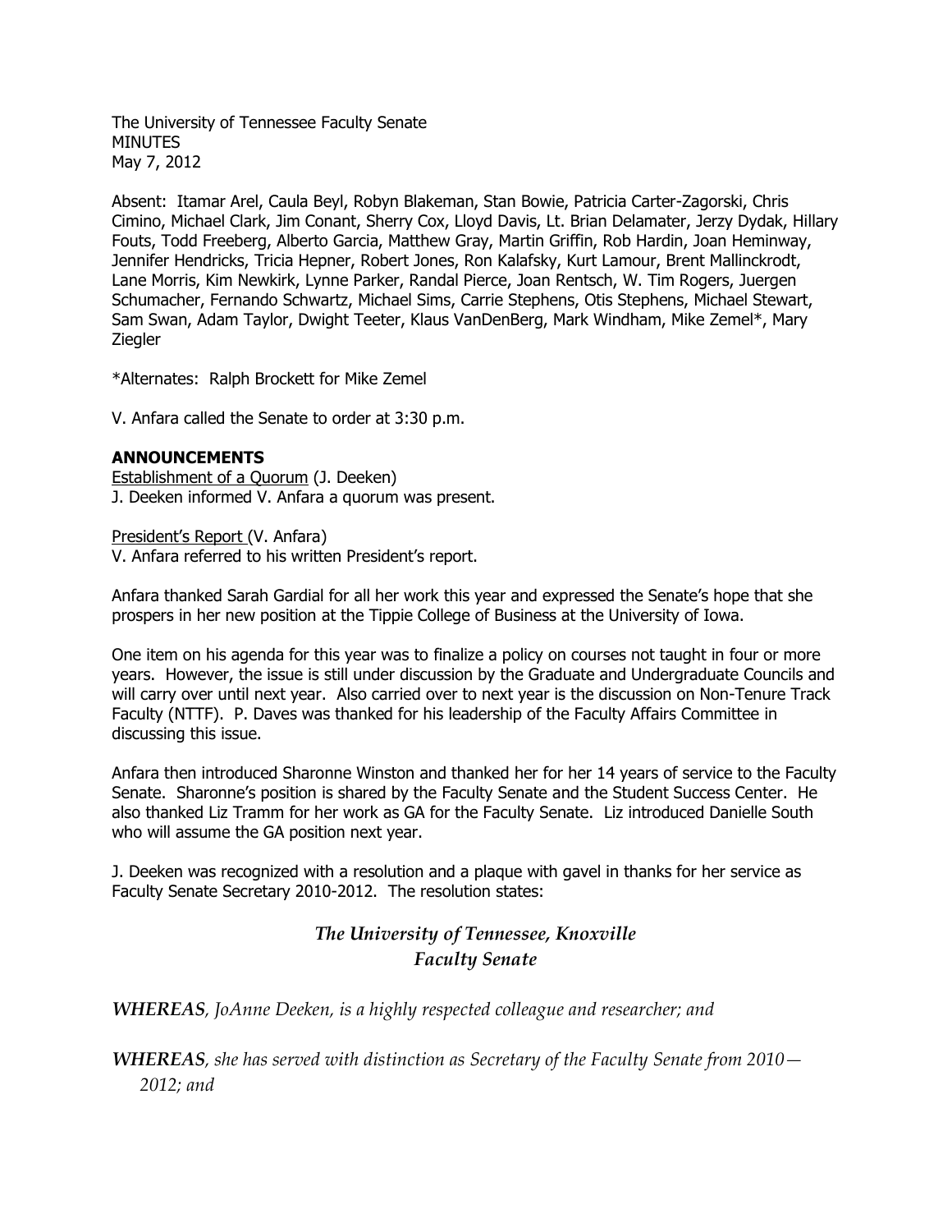The University of Tennessee Faculty Senate
MINUTES
May 7, 2012

Absent: Itamar Arel, Caula Beyl, Robyn Blakeman, Stan Bowie, Patricia Carter-Zagorski, Chris Cimino, Michael Clark, Jim Conant, Sherry Cox, Lloyd Davis, Lt. Brian Delamater, Jerzy Dydak, Hillary Fouts, Todd Freeberg, Alberto Garcia, Matthew Gray, Martin Griffin, Rob Hardin, Joan Heminway, Jennifer Hendricks, Tricia Hepner, Robert Jones, Ron Kalafsky, Kurt Lamour, Brent Mallinckrodt, Lane Morris, Kim Newkirk, Lynne Parker, Randal Pierce, Joan Rentsch, W. Tim Rogers, Juergen Schumacher, Fernando Schwartz, Michael Sims, Carrie Stephens, Otis Stephens, Michael Stewart, Sam Swan, Adam Taylor, Dwight Teeter, Klaus VanDenBerg, Mark Windham, Mike Zemel*, Mary Ziegler

*Alternates: Ralph Brockett for Mike Zemel

V. Anfara called the Senate to order at 3:30 p.m.

**ANNOUNCEMENTS**

Establishment of a Quorum (J. Deeken)
J. Deeken informed V. Anfara a quorum was present.

President's Report (V. Anfara)
V. Anfara referred to his written President's report.

Anfara thanked Sarah Gardial for all her work this year and expressed the Senate's hope that she prospers in her new position at the Tippie College of Business at the University of Iowa.

One item on his agenda for this year was to finalize a policy on courses not taught in four or more years. However, the issue is still under discussion by the Graduate and Undergraduate Councils and will carry over until next year. Also carried over to next year is the discussion on Non-Tenure Track Faculty (NTTF). P. Daves was thanked for his leadership of the Faculty Affairs Committee in discussing this issue.

Anfara then introduced Sharonne Winston and thanked her for her 14 years of service to the Faculty Senate. Sharonne's position is shared by the Faculty Senate and the Student Success Center. He also thanked Liz Tramm for her work as GA for the Faculty Senate. Liz introduced Danielle South who will assume the GA position next year.

J. Deeken was recognized with a resolution and a plaque with gavel in thanks for her service as Faculty Senate Secretary 2010-2012. The resolution states:

*The University of Tennessee, Knoxville*
*Faculty Senate*

***WHEREAS**, JoAnne Deeken, is a highly respected colleague and researcher; and*

***WHEREAS**, she has served with distinction as Secretary of the Faculty Senate from 2010—2012; and*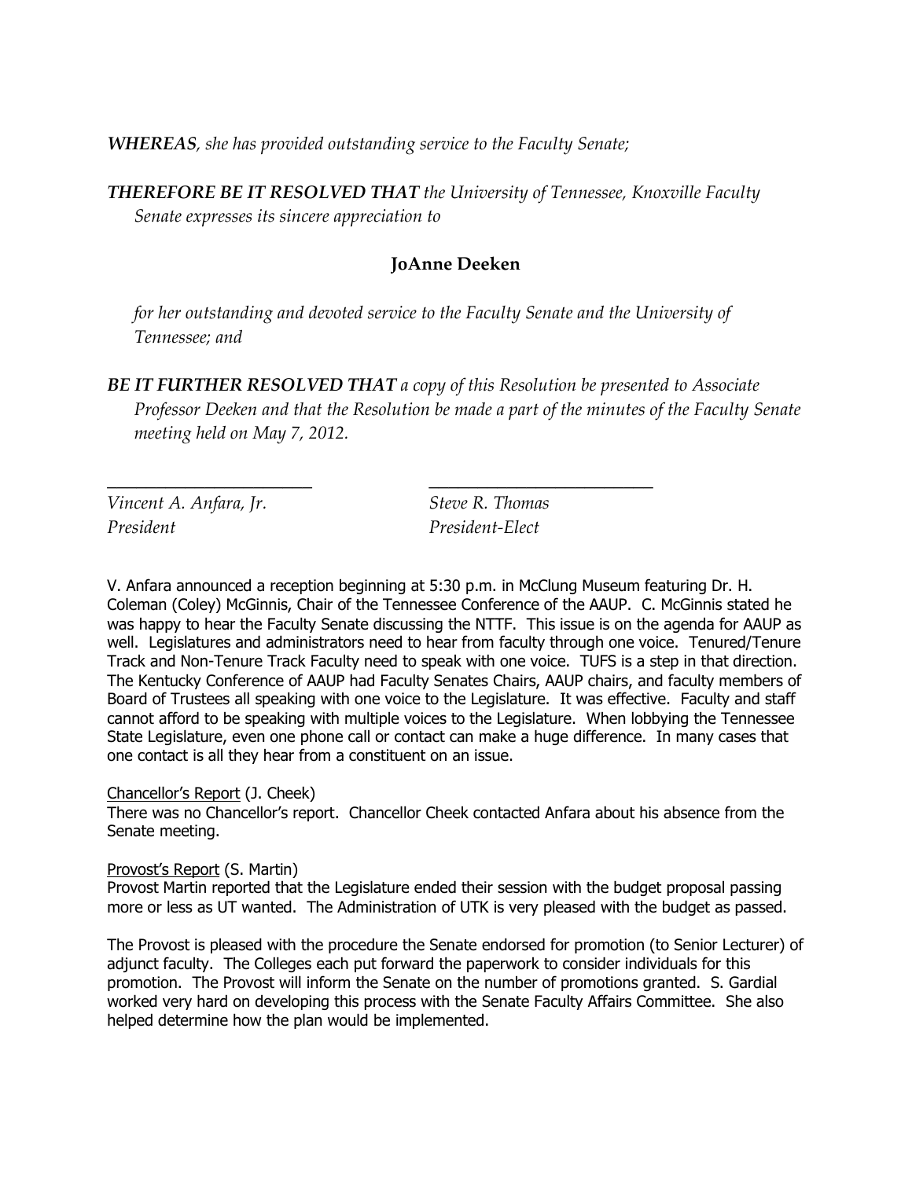***WHEREAS****, she has provided outstanding service to the Faculty Senate;*

***THEREFORE BE IT RESOLVED THAT*** *the University of Tennessee, Knoxville Faculty Senate expresses its sincere appreciation to*

**JoAnne Deeken**

*for her outstanding and devoted service to the Faculty Senate and the University of Tennessee; and*

***BE IT FURTHER RESOLVED THAT*** *a copy of this Resolution be presented to Associate Professor Deeken and that the Resolution be made a part of the minutes of the Faculty Senate meeting held on May 7, 2012.*

| | |
|---|---|
| *Vincent A. Anfara, Jr.* | *Steve R. Thomas* |
| *President* | *President-Elect* |

V. Anfara announced a reception beginning at 5:30 p.m. in McClung Museum featuring Dr. H. Coleman (Coley) McGinnis, Chair of the Tennessee Conference of the AAUP. C. McGinnis stated he was happy to hear the Faculty Senate discussing the NTTF. This issue is on the agenda for AAUP as well. Legislatures and administrators need to hear from faculty through one voice. Tenured/Tenure Track and Non-Tenure Track Faculty need to speak with one voice. TUFS is a step in that direction. The Kentucky Conference of AAUP had Faculty Senates Chairs, AAUP chairs, and faculty members of Board of Trustees all speaking with one voice to the Legislature. It was effective. Faculty and staff cannot afford to be speaking with multiple voices to the Legislature. When lobbying the Tennessee State Legislature, even one phone call or contact can make a huge difference. In many cases that one contact is all they hear from a constituent on an issue.

<u>Chancellor's Report</u> (J. Cheek)
There was no Chancellor's report. Chancellor Cheek contacted Anfara about his absence from the Senate meeting.

<u>Provost's Report</u> (S. Martin)
Provost Martin reported that the Legislature ended their session with the budget proposal passing more or less as UT wanted. The Administration of UTK is very pleased with the budget as passed.

The Provost is pleased with the procedure the Senate endorsed for promotion (to Senior Lecturer) of adjunct faculty. The Colleges each put forward the paperwork to consider individuals for this promotion. The Provost will inform the Senate on the number of promotions granted. S. Gardial worked very hard on developing this process with the Senate Faculty Affairs Committee. She also helped determine how the plan would be implemented.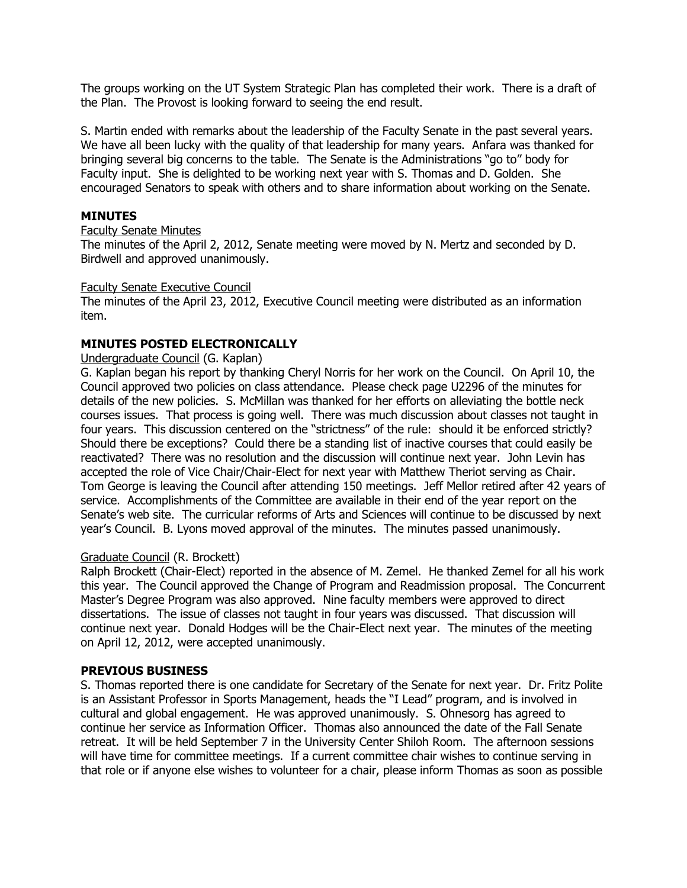The groups working on the UT System Strategic Plan has completed their work. There is a draft of the Plan. The Provost is looking forward to seeing the end result.

S. Martin ended with remarks about the leadership of the Faculty Senate in the past several years. We have all been lucky with the quality of that leadership for many years. Anfara was thanked for bringing several big concerns to the table. The Senate is the Administrations "go to" body for Faculty input. She is delighted to be working next year with S. Thomas and D. Golden. She encouraged Senators to speak with others and to share information about working on the Senate.

## MINUTES

Faculty Senate Minutes

The minutes of the April 2, 2012, Senate meeting were moved by N. Mertz and seconded by D. Birdwell and approved unanimously.

Faculty Senate Executive Council

The minutes of the April 23, 2012, Executive Council meeting were distributed as an information item.

## MINUTES POSTED ELECTRONICALLY

Undergraduate Council (G. Kaplan)

G. Kaplan began his report by thanking Cheryl Norris for her work on the Council. On April 10, the Council approved two policies on class attendance. Please check page U2296 of the minutes for details of the new policies. S. McMillan was thanked for her efforts on alleviating the bottle neck courses issues. That process is going well. There was much discussion about classes not taught in four years. This discussion centered on the "strictness" of the rule: should it be enforced strictly? Should there be exceptions? Could there be a standing list of inactive courses that could easily be reactivated? There was no resolution and the discussion will continue next year. John Levin has accepted the role of Vice Chair/Chair-Elect for next year with Matthew Theriot serving as Chair. Tom George is leaving the Council after attending 150 meetings. Jeff Mellor retired after 42 years of service. Accomplishments of the Committee are available in their end of the year report on the Senate's web site. The curricular reforms of Arts and Sciences will continue to be discussed by next year's Council. B. Lyons moved approval of the minutes. The minutes passed unanimously.

Graduate Council (R. Brockett)

Ralph Brockett (Chair-Elect) reported in the absence of M. Zemel. He thanked Zemel for all his work this year. The Council approved the Change of Program and Readmission proposal. The Concurrent Master's Degree Program was also approved. Nine faculty members were approved to direct dissertations. The issue of classes not taught in four years was discussed. That discussion will continue next year. Donald Hodges will be the Chair-Elect next year. The minutes of the meeting on April 12, 2012, were accepted unanimously.

## PREVIOUS BUSINESS

S. Thomas reported there is one candidate for Secretary of the Senate for next year. Dr. Fritz Polite is an Assistant Professor in Sports Management, heads the "I Lead" program, and is involved in cultural and global engagement. He was approved unanimously. S. Ohnesorg has agreed to continue her service as Information Officer. Thomas also announced the date of the Fall Senate retreat. It will be held September 7 in the University Center Shiloh Room. The afternoon sessions will have time for committee meetings. If a current committee chair wishes to continue serving in that role or if anyone else wishes to volunteer for a chair, please inform Thomas as soon as possible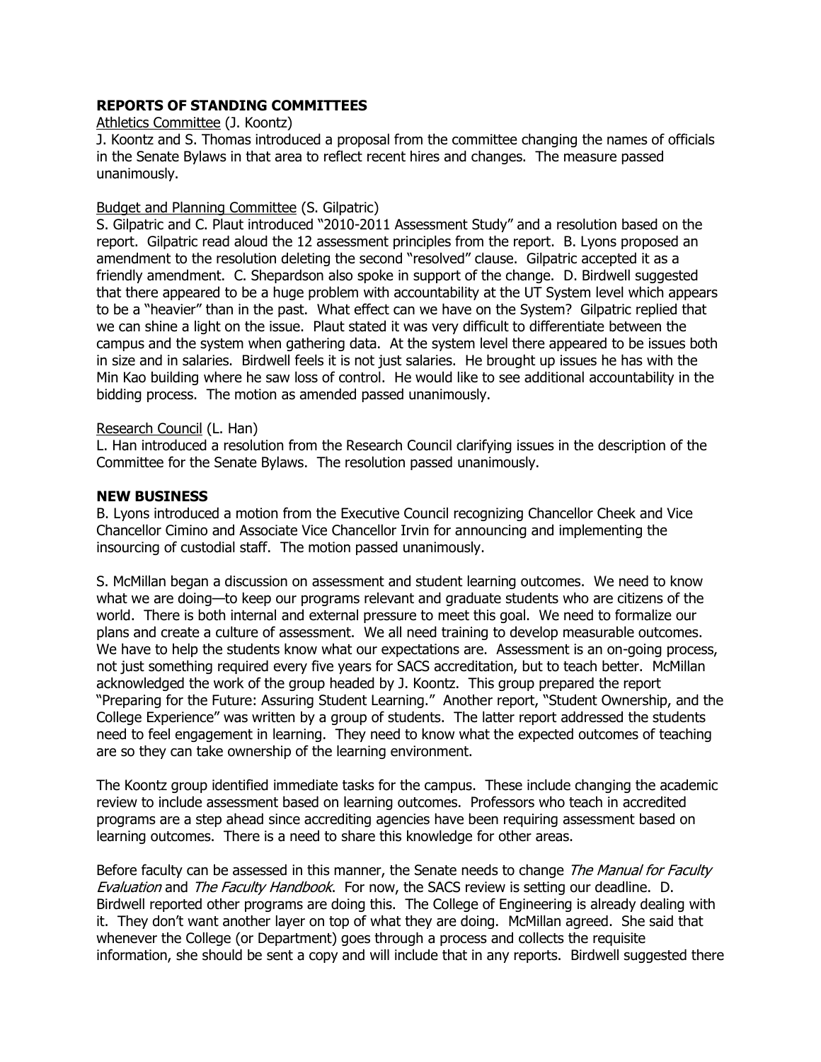## REPORTS OF STANDING COMMITTEES

Athletics Committee (J. Koontz)

J. Koontz and S. Thomas introduced a proposal from the committee changing the names of officials in the Senate Bylaws in that area to reflect recent hires and changes. The measure passed unanimously.

Budget and Planning Committee (S. Gilpatric)

S. Gilpatric and C. Plaut introduced "2010-2011 Assessment Study" and a resolution based on the report. Gilpatric read aloud the 12 assessment principles from the report. B. Lyons proposed an amendment to the resolution deleting the second "resolved" clause. Gilpatric accepted it as a friendly amendment. C. Shepardson also spoke in support of the change. D. Birdwell suggested that there appeared to be a huge problem with accountability at the UT System level which appears to be a "heavier" than in the past. What effect can we have on the System? Gilpatric replied that we can shine a light on the issue. Plaut stated it was very difficult to differentiate between the campus and the system when gathering data. At the system level there appeared to be issues both in size and in salaries. Birdwell feels it is not just salaries. He brought up issues he has with the Min Kao building where he saw loss of control. He would like to see additional accountability in the bidding process. The motion as amended passed unanimously.

Research Council (L. Han)

L. Han introduced a resolution from the Research Council clarifying issues in the description of the Committee for the Senate Bylaws. The resolution passed unanimously.

## NEW BUSINESS

B. Lyons introduced a motion from the Executive Council recognizing Chancellor Cheek and Vice Chancellor Cimino and Associate Vice Chancellor Irvin for announcing and implementing the insourcing of custodial staff. The motion passed unanimously.

S. McMillan began a discussion on assessment and student learning outcomes. We need to know what we are doing—to keep our programs relevant and graduate students who are citizens of the world. There is both internal and external pressure to meet this goal. We need to formalize our plans and create a culture of assessment. We all need training to develop measurable outcomes. We have to help the students know what our expectations are. Assessment is an on-going process, not just something required every five years for SACS accreditation, but to teach better. McMillan acknowledged the work of the group headed by J. Koontz. This group prepared the report "Preparing for the Future: Assuring Student Learning." Another report, "Student Ownership, and the College Experience" was written by a group of students. The latter report addressed the students need to feel engagement in learning. They need to know what the expected outcomes of teaching are so they can take ownership of the learning environment.

The Koontz group identified immediate tasks for the campus. These include changing the academic review to include assessment based on learning outcomes. Professors who teach in accredited programs are a step ahead since accrediting agencies have been requiring assessment based on learning outcomes. There is a need to share this knowledge for other areas.

Before faculty can be assessed in this manner, the Senate needs to change *The Manual for Faculty Evaluation* and *The Faculty Handbook*. For now, the SACS review is setting our deadline. D. Birdwell reported other programs are doing this. The College of Engineering is already dealing with it. They don't want another layer on top of what they are doing. McMillan agreed. She said that whenever the College (or Department) goes through a process and collects the requisite information, she should be sent a copy and will include that in any reports. Birdwell suggested there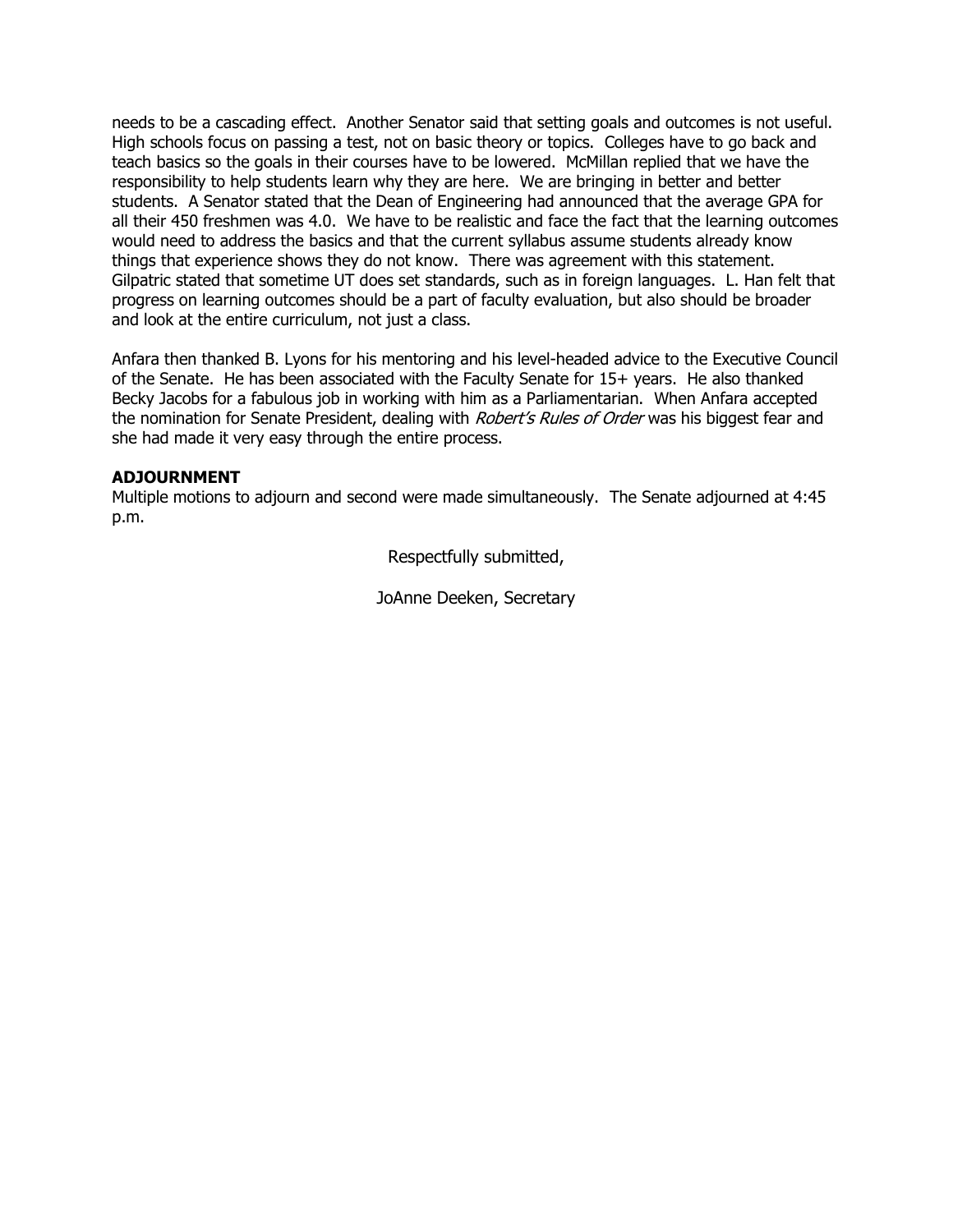needs to be a cascading effect. Another Senator said that setting goals and outcomes is not useful. High schools focus on passing a test, not on basic theory or topics. Colleges have to go back and teach basics so the goals in their courses have to be lowered. McMillan replied that we have the responsibility to help students learn why they are here. We are bringing in better and better students. A Senator stated that the Dean of Engineering had announced that the average GPA for all their 450 freshmen was 4.0. We have to be realistic and face the fact that the learning outcomes would need to address the basics and that the current syllabus assume students already know things that experience shows they do not know. There was agreement with this statement. Gilpatric stated that sometime UT does set standards, such as in foreign languages. L. Han felt that progress on learning outcomes should be a part of faculty evaluation, but also should be broader and look at the entire curriculum, not just a class.

Anfara then thanked B. Lyons for his mentoring and his level-headed advice to the Executive Council of the Senate. He has been associated with the Faculty Senate for 15+ years. He also thanked Becky Jacobs for a fabulous job in working with him as a Parliamentarian. When Anfara accepted the nomination for Senate President, dealing with *Robert's Rules of Order* was his biggest fear and she had made it very easy through the entire process.

**ADJOURNMENT**

Multiple motions to adjourn and second were made simultaneously. The Senate adjourned at 4:45 p.m.

Respectfully submitted,

JoAnne Deeken, Secretary